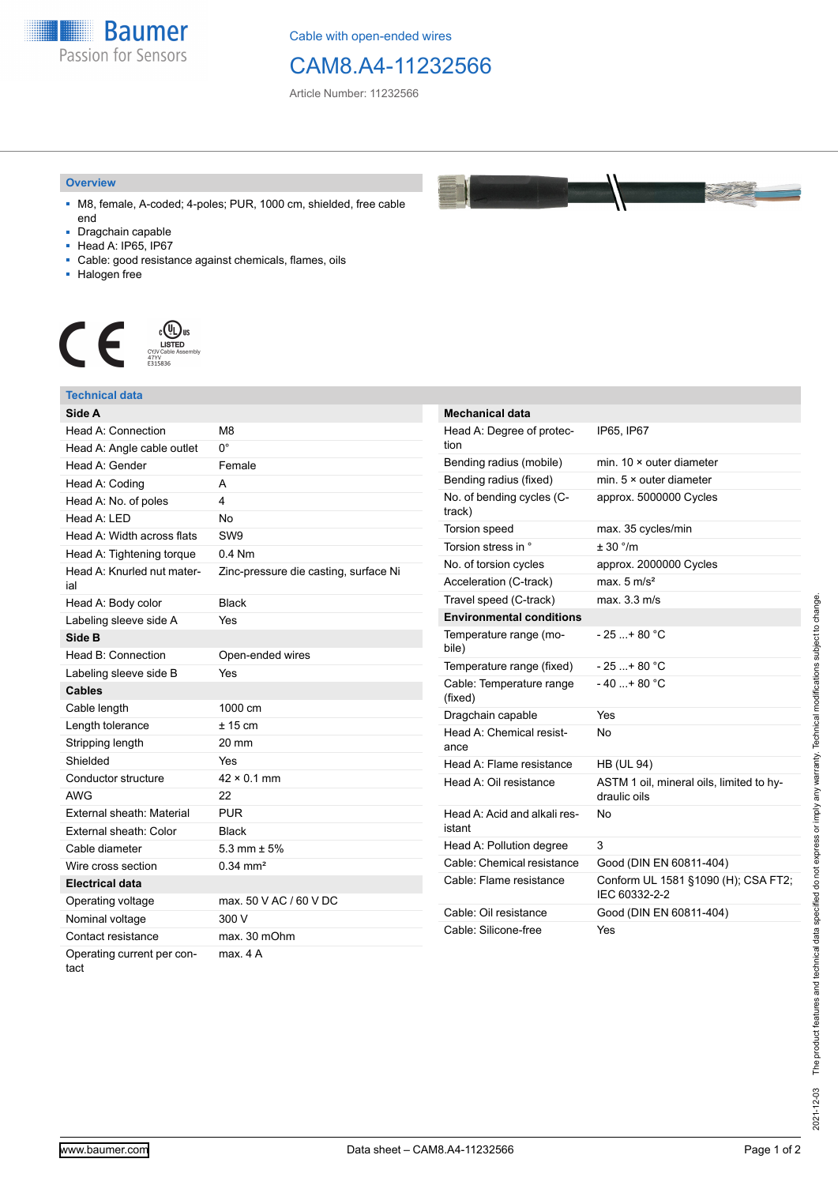Cable with open-ended wires

# CAM8.A4-11232566

Article Number: 11232566

## Overview

- M8, female, A-coded; 4-poles; PUR, 1000 cm, shielded, free cable end
- Dragchain capable
- Head A: IP65, IP67
- Cable: good resistance against chemicals, flames, oils
- Halogen free

## Technical data

| Side A | |
|---|---|
| Head A: Connection | M8 |
| Head A: Angle cable outlet | 0° |
| Head A: Gender | Female |
| Head A: Coding | A |
| Head A: No. of poles | 4 |
| Head A: LED | No |
| Head A: Width across flats | SW9 |
| Head A: Tightening torque | 0.4 Nm |
| Head A: Knurled nut material | Zinc-pressure die casting, surface Ni |
| Head A: Body color | Black |
| Labeling sleeve side A | Yes |
| **Side B** | |
| Head B: Connection | Open-ended wires |
| Labeling sleeve side B | Yes |
| **Cables** | |
| Cable length | 1000 cm |
| Length tolerance | ± 15 cm |
| Stripping length | 20 mm |
| Shielded | Yes |
| Conductor structure | 42 × 0.1 mm |
| AWG | 22 |
| External sheath: Material | PUR |
| External sheath: Color | Black |
| Cable diameter | 5.3 mm ± 5% |
| Wire cross section | 0.34 mm² |
| **Electrical data** | |
| Operating voltage | max. 50 V AC / 60 V DC |
| Nominal voltage | 300 V |
| Contact resistance | max. 30 mOhm |
| Operating current per contact | max. 4 A |

| Mechanical data | |
|---|---|
| Head A: Degree of protection | IP65, IP67 |
| Bending radius (mobile) | min. 10 × outer diameter |
| Bending radius (fixed) | min. 5 × outer diameter |
| No. of bending cycles (C-track) | approx. 5000000 Cycles |
| Torsion speed | max. 35 cycles/min |
| Torsion stress in ° | ± 30 °/m |
| No. of torsion cycles | approx. 2000000 Cycles |
| Acceleration (C-track) | max. 5 m/s² |
| Travel speed (C-track) | max. 3.3 m/s |
| **Environmental conditions** | |
| Temperature range (mobile) | - 25 ...+ 80 °C |
| Temperature range (fixed) | - 25 ...+ 80 °C |
| Cable: Temperature range (fixed) | - 40 ...+ 80 °C |
| Dragchain capable | Yes |
| Head A: Chemical resistance | No |
| Head A: Flame resistance | HB (UL 94) |
| Head A: Oil resistance | ASTM 1 oil, mineral oils, limited to hydraulic oils |
| Head A: Acid and alkali resistant | No |
| Head A: Pollution degree | 3 |
| Cable: Chemical resistance | Good (DIN EN 60811-404) |
| Cable: Flame resistance | Conform UL 1581 §1090 (H); CSA FT2; IEC 60332-2-2 |
| Cable: Oil resistance | Good (DIN EN 60811-404) |
| Cable: Silicone-free | Yes |

2021-12-03 The product features and technical data specified do not express or imply any warranty. Technical modifications subject to change.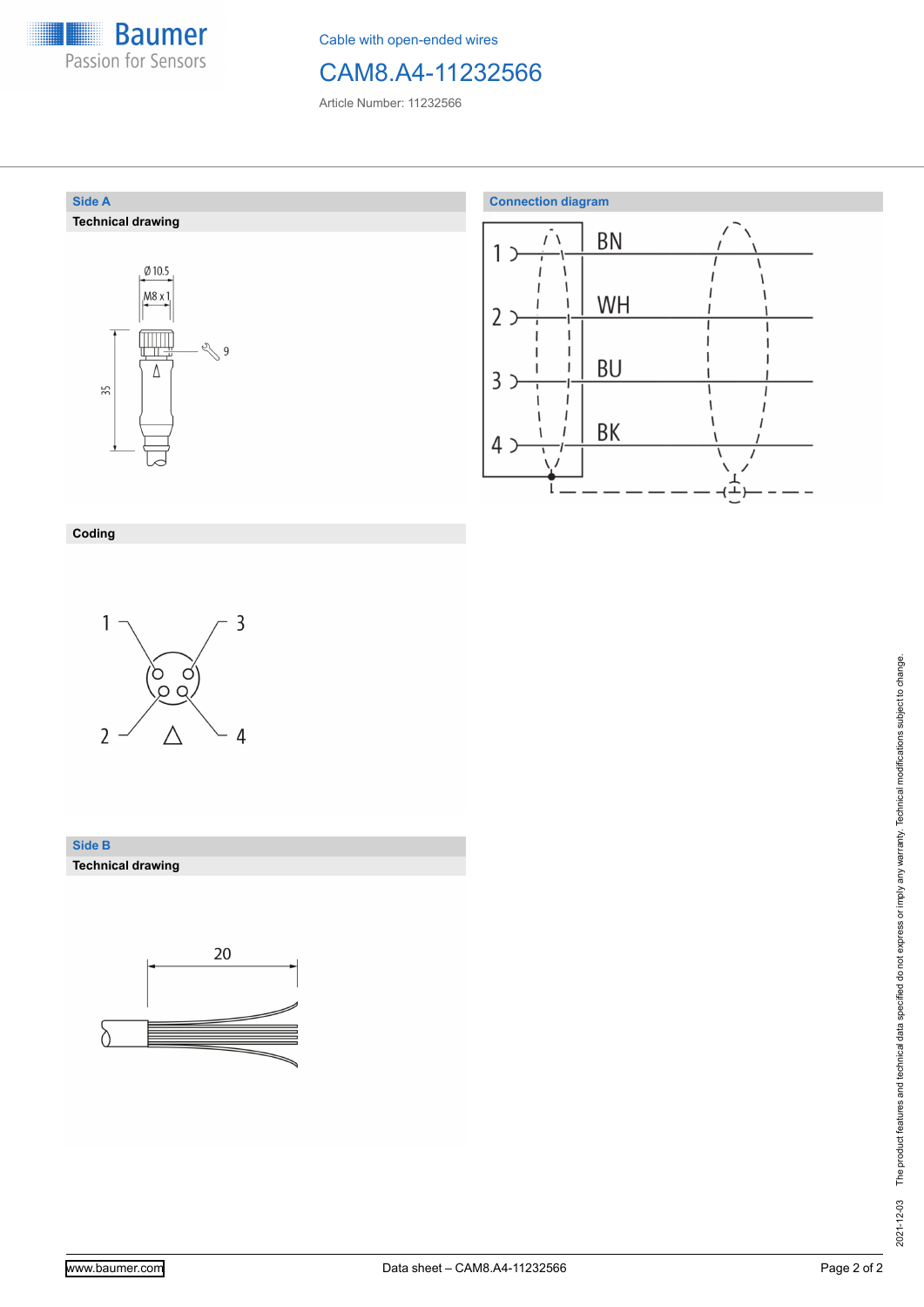Cable with open-ended wires

# CAM8.A4-11232566

Article Number: 11232566

## Side A

### Technical drawing

Ø 10.5

M8 x 1

9

35

## Connection diagram

1 BN

2 WH

3 BU

4 BK

### Coding

1 3

2 4

## Side B

### Technical drawing

20

2021-12-03 The product features and technical data specified do not express or imply any warranty. Technical modifications subject to change.

www.baumer.com Data sheet – CAM8.A4-11232566